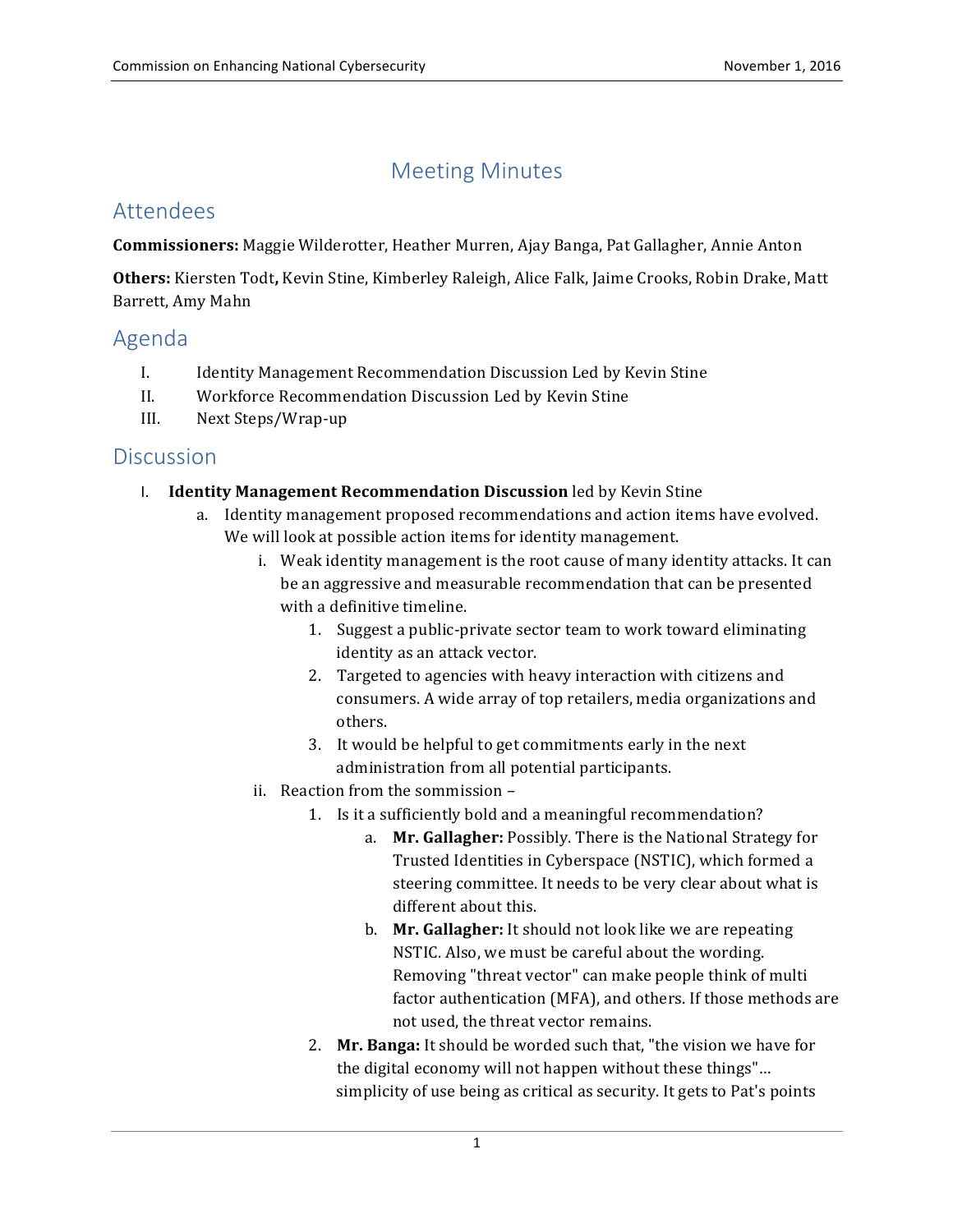# Meeting Minutes

## Attendees

**Commissioners:** Maggie Wilderotter, Heather Murren, Ajay Banga, Pat Gallagher, Annie Anton

**Others:** Kiersten Todt**,** Kevin Stine, Kimberley Raleigh, Alice Falk, Jaime Crooks, Robin Drake, Matt Barrett, Amy Mahn

## Agenda

I. Identity Management Recommendation Discussion Led by Kevin Stine
II. Workforce Recommendation Discussion Led by Kevin Stine
III. Next Steps/Wrap-up

## Discussion

I. **Identity Management Recommendation Discussion** led by Kevin Stine
   a. Identity management proposed recommendations and action items have evolved. We will look at possible action items for identity management.
      i. Weak identity management is the root cause of many identity attacks. It can be an aggressive and measurable recommendation that can be presented with a definitive timeline.
         1. Suggest a public-private sector team to work toward eliminating identity as an attack vector.
         2. Targeted to agencies with heavy interaction with citizens and consumers. A wide array of top retailers, media organizations and others.
         3. It would be helpful to get commitments early in the next administration from all potential participants.
      ii. Reaction from the sommission –
         1. Is it a sufficiently bold and a meaningful recommendation?
            a. **Mr. Gallagher:** Possibly. There is the National Strategy for Trusted Identities in Cyberspace (NSTIC), which formed a steering committee. It needs to be very clear about what is different about this.
            b. **Mr. Gallagher:** It should not look like we are repeating NSTIC. Also, we must be careful about the wording. Removing "threat vector" can make people think of multi factor authentication (MFA), and others. If those methods are not used, the threat vector remains.
         2. **Mr. Banga:** It should be worded such that, "the vision we have for the digital economy will not happen without these things"… simplicity of use being as critical as security. It gets to Pat's points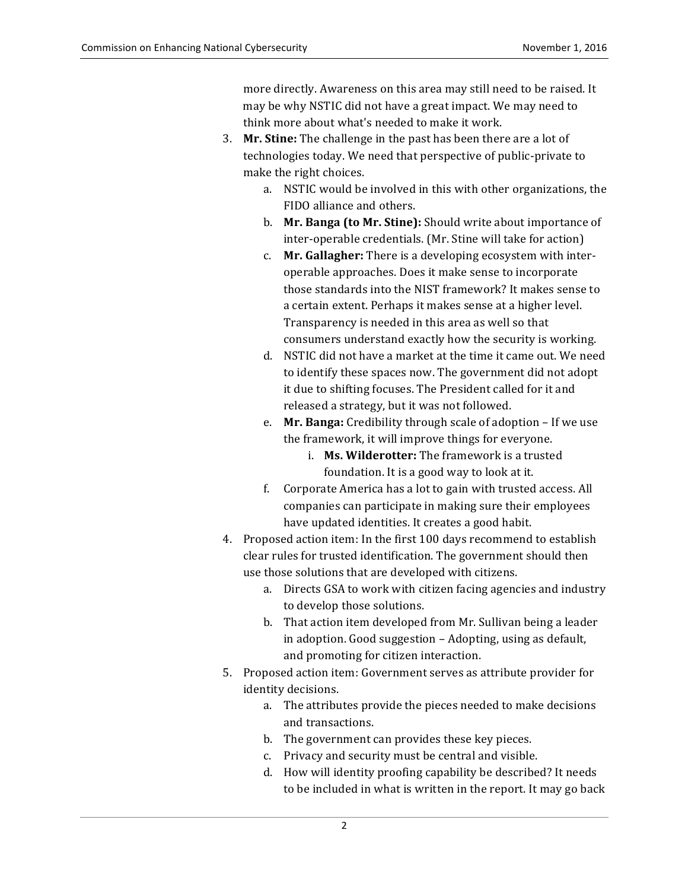more directly. Awareness on this area may still need to be raised. It may be why NSTIC did not have a great impact. We may need to think more about what's needed to make it work.

3. **Mr. Stine:** The challenge in the past has been there are a lot of technologies today. We need that perspective of public-private to make the right choices.
    a. NSTIC would be involved in this with other organizations, the FIDO alliance and others.
    b. **Mr. Banga (to Mr. Stine):** Should write about importance of inter-operable credentials. (Mr. Stine will take for action)
    c. **Mr. Gallagher:** There is a developing ecosystem with inter-operable approaches. Does it make sense to incorporate those standards into the NIST framework? It makes sense to a certain extent. Perhaps it makes sense at a higher level. Transparency is needed in this area as well so that consumers understand exactly how the security is working.
    d. NSTIC did not have a market at the time it came out. We need to identify these spaces now. The government did not adopt it due to shifting focuses. The President called for it and released a strategy, but it was not followed.
    e. **Mr. Banga:** Credibility through scale of adoption – If we use the framework, it will improve things for everyone.
        i. **Ms. Wilderotter:** The framework is a trusted foundation. It is a good way to look at it.
    f. Corporate America has a lot to gain with trusted access. All companies can participate in making sure their employees have updated identities. It creates a good habit.
4. Proposed action item: In the first 100 days recommend to establish clear rules for trusted identification. The government should then use those solutions that are developed with citizens.
    a. Directs GSA to work with citizen facing agencies and industry to develop those solutions.
    b. That action item developed from Mr. Sullivan being a leader in adoption. Good suggestion – Adopting, using as default, and promoting for citizen interaction.
5. Proposed action item: Government serves as attribute provider for identity decisions.
    a. The attributes provide the pieces needed to make decisions and transactions.
    b. The government can provides these key pieces.
    c. Privacy and security must be central and visible.
    d. How will identity proofing capability be described? It needs to be included in what is written in the report. It may go back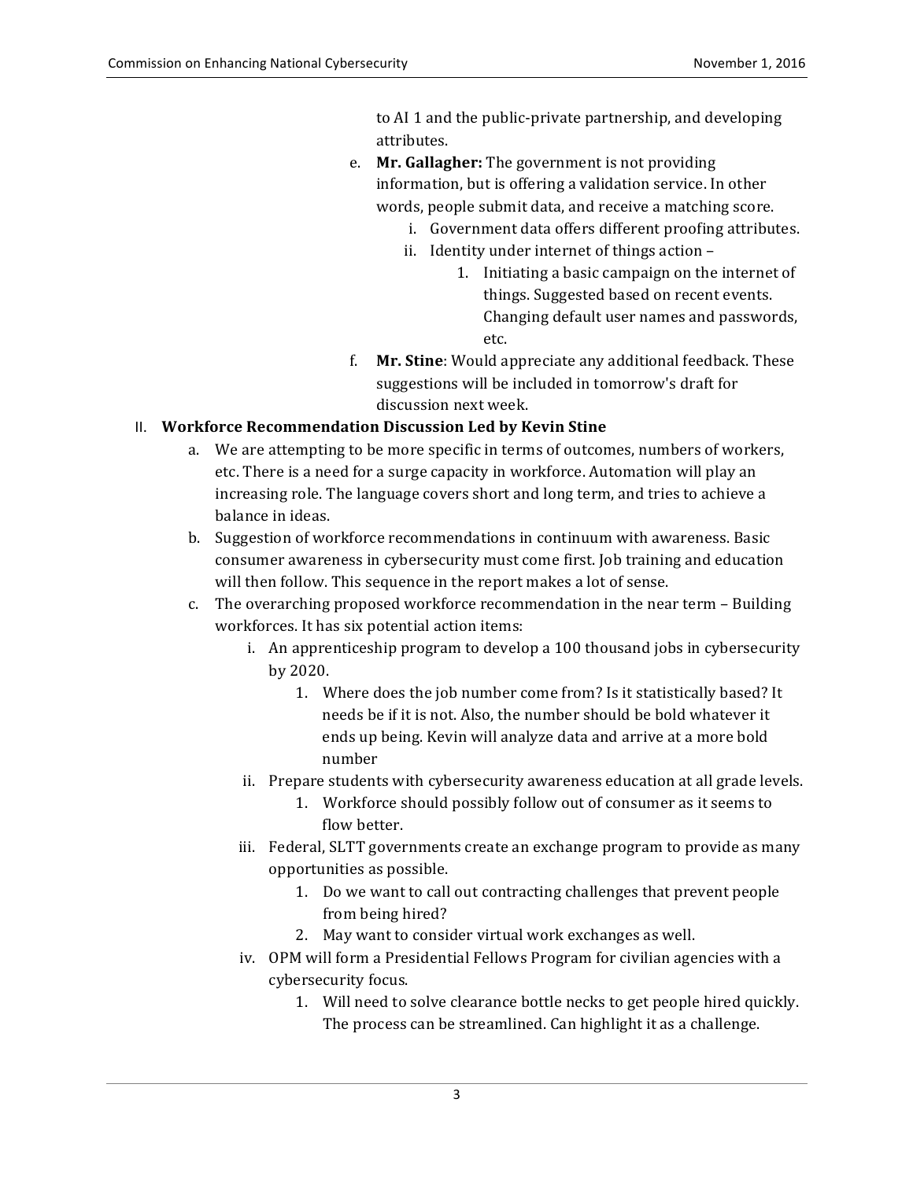to AI 1 and the public-private partnership, and developing attributes.

e. **Mr. Gallagher:** The government is not providing information, but is offering a validation service. In other words, people submit data, and receive a matching score.
   - i. Government data offers different proofing attributes.
   - ii. Identity under internet of things action –
     1. Initiating a basic campaign on the internet of things. Suggested based on recent events. Changing default user names and passwords, etc.

f. **Mr. Stine**: Would appreciate any additional feedback. These suggestions will be included in tomorrow's draft for discussion next week.

## II. Workforce Recommendation Discussion Led by Kevin Stine

a. We are attempting to be more specific in terms of outcomes, numbers of workers, etc. There is a need for a surge capacity in workforce. Automation will play an increasing role. The language covers short and long term, and tries to achieve a balance in ideas.

b. Suggestion of workforce recommendations in continuum with awareness. Basic consumer awareness in cybersecurity must come first. Job training and education will then follow. This sequence in the report makes a lot of sense.

c. The overarching proposed workforce recommendation in the near term – Building workforces. It has six potential action items:
   - i. An apprenticeship program to develop a 100 thousand jobs in cybersecurity by 2020.
     1. Where does the job number come from? Is it statistically based? It needs be if it is not. Also, the number should be bold whatever it ends up being. Kevin will analyze data and arrive at a more bold number
   - ii. Prepare students with cybersecurity awareness education at all grade levels.
     1. Workforce should possibly follow out of consumer as it seems to flow better.
   - iii. Federal, SLTT governments create an exchange program to provide as many opportunities as possible.
     1. Do we want to call out contracting challenges that prevent people from being hired?
     2. May want to consider virtual work exchanges as well.
   - iv. OPM will form a Presidential Fellows Program for civilian agencies with a cybersecurity focus.
     1. Will need to solve clearance bottle necks to get people hired quickly. The process can be streamlined. Can highlight it as a challenge.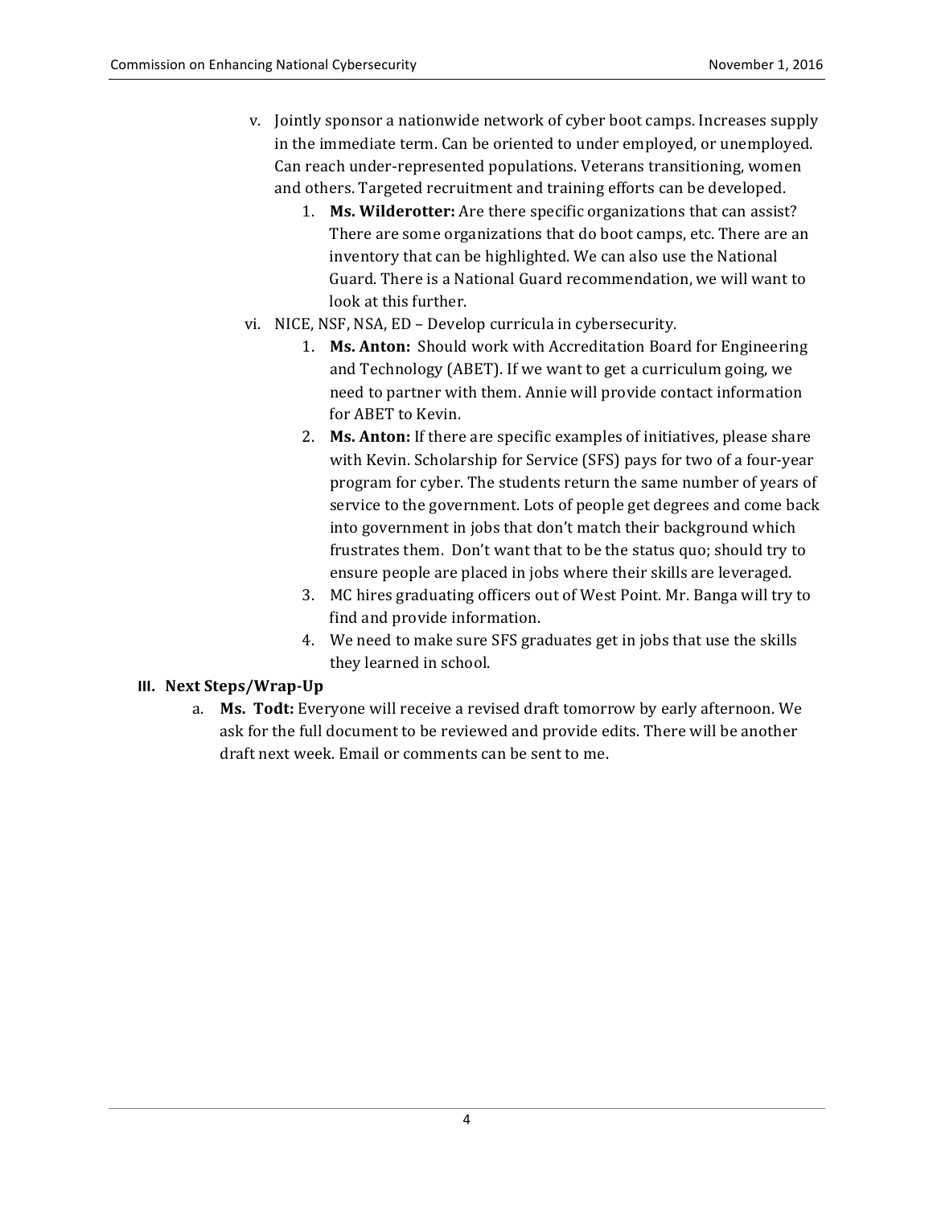v. Jointly sponsor a nationwide network of cyber boot camps. Increases supply in the immediate term. Can be oriented to under employed, or unemployed. Can reach under-represented populations. Veterans transitioning, women and others. Targeted recruitment and training efforts can be developed.
   1. **Ms. Wilderotter:** Are there specific organizations that can assist? There are some organizations that do boot camps, etc. There are an inventory that can be highlighted. We can also use the National Guard. There is a National Guard recommendation, we will want to look at this further.

vi. NICE, NSF, NSA, ED – Develop curricula in cybersecurity.
   1. **Ms. Anton:** Should work with Accreditation Board for Engineering and Technology (ABET). If we want to get a curriculum going, we need to partner with them. Annie will provide contact information for ABET to Kevin.
   2. **Ms. Anton:** If there are specific examples of initiatives, please share with Kevin. Scholarship for Service (SFS) pays for two of a four-year program for cyber. The students return the same number of years of service to the government. Lots of people get degrees and come back into government in jobs that don't match their background which frustrates them. Don't want that to be the status quo; should try to ensure people are placed in jobs where their skills are leveraged.
   3. MC hires graduating officers out of West Point. Mr. Banga will try to find and provide information.
   4. We need to make sure SFS graduates get in jobs that use the skills they learned in school.

## III. Next Steps/Wrap-Up

a. **Ms. Todt:** Everyone will receive a revised draft tomorrow by early afternoon. We ask for the full document to be reviewed and provide edits. There will be another draft next week. Email or comments can be sent to me.